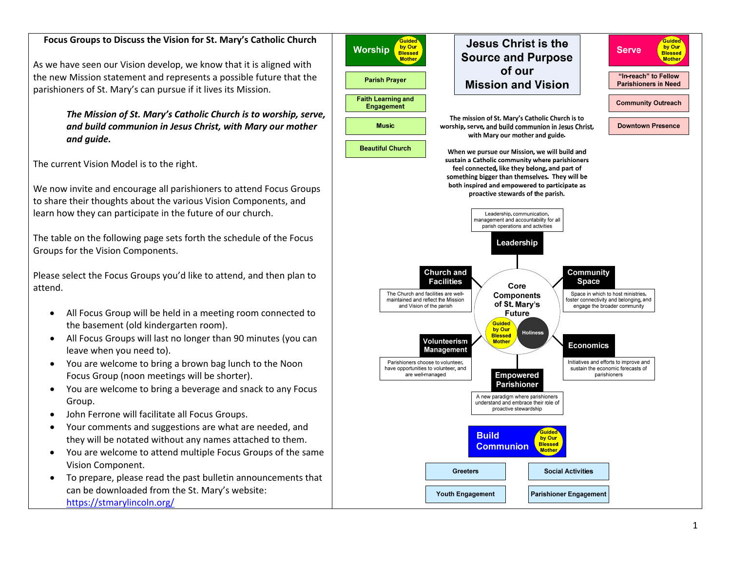## Focus Groups to Discuss the Vision for St. Mary's Catholic Church

As we have seen our Vision develop, we know that it is aligned with the new Mission statement and represents a possible future that the parishioners of St. Mary's can pursue if it lives its Mission.

> ***The Mission of St. Mary's Catholic Church is to worship, serve, and build communion in Jesus Christ, with Mary our mother and guide.***

The current Vision Model is to the right.

We now invite and encourage all parishioners to attend Focus Groups to share their thoughts about the various Vision Components, and learn how they can participate in the future of our church.

The table on the following page sets forth the schedule of the Focus Groups for the Vision Components.

Please select the Focus Groups you'd like to attend, and then plan to attend.

- All Focus Group will be held in a meeting room connected to the basement (old kindergarten room).
- All Focus Groups will last no longer than 90 minutes (you can leave when you need to).
- You are welcome to bring a brown bag lunch to the Noon Focus Group (noon meetings will be shorter).
- You are welcome to bring a beverage and snack to any Focus Group.
- John Ferrone will facilitate all Focus Groups.
- Your comments and suggestions are what are needed, and they will be notated without any names attached to them.
- You are welcome to attend multiple Focus Groups of the same Vision Component.
- To prepare, please read the past bulletin announcements that can be downloaded from the St. Mary's website: https://stmarylincoln.org/

## Jesus Christ is the Source and Purpose of our Mission and Vision

The mission of St. Mary's Catholic Church is to worship, serve, and build communion in Jesus Christ, with Mary our mother and guide.

When we pursue our Mission, we will build and sustain a Catholic community where parishioners feel connected, like they belong, and part of something bigger than themselves. They will be both inspired and empowered to participate as proactive stewards of the parish.

**Worship** (Guided by Our Blessed Mother)
- Parish Prayer
- Faith Learning and Engagement
- Music
- Beautiful Church

**Serve** (Guided by Our Blessed Mother)
- "In-reach" to Fellow Parishioners in Need
- Community Outreach
- Downtown Presence

**Core Components of St. Mary's Future** (Guided by Our Blessed Mother; Holiness)

- **Leadership**: Leadership, communication, management and accountability for all parish operations and activities
- **Church and Facilities**: The Church and facilities are well-maintained and reflect the Mission and Vision of the parish
- **Community Space**: Space in which to host ministries, foster connectivity and belonging, and engage the broader community
- **Volunteerism Management**: Parishioners choose to volunteer, have opportunities to volunteer, and are well-managed
- **Economics**: Initiatives and efforts to improve and sustain the economic forecasts of parishioners
- **Empowered Parishioner**: A new paradigm where parishioners understand and embrace their role of proactive stewardship

**Build Communion** (Guided by Our Blessed Mother)
- Greeters
- Social Activities
- Youth Engagement
- Parishioner Engagement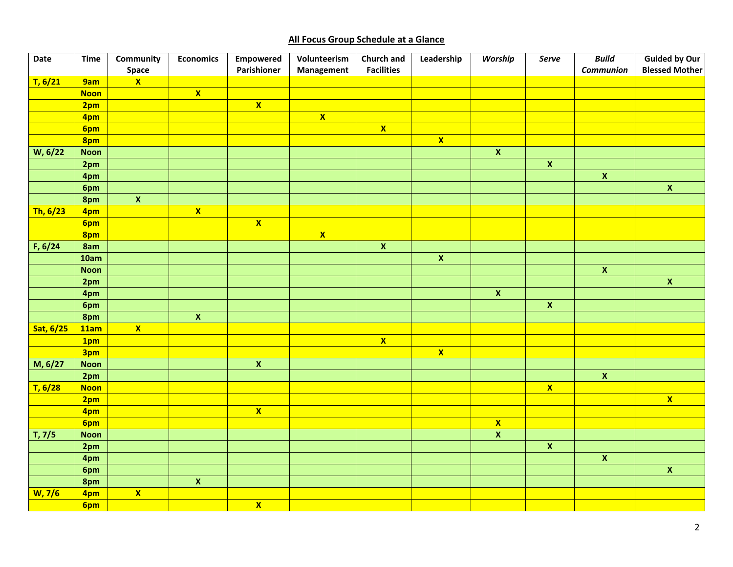## All Focus Group Schedule at a Glance

| Date | Time | Community Space | Economics | Empowered Parishioner | Volunteerism Management | Church and Facilities | Leadership | *Worship* | *Serve* | *Build Communion* | Guided by Our Blessed Mother |
|---|---|---|---|---|---|---|---|---|---|---|---|
| **T, 6/21** | **9am** | **X** | | | | | | | | | |
| | **Noon** | | **X** | | | | | | | | |
| | **2pm** | | | **X** | | | | | | | |
| | **4pm** | | | | **X** | | | | | | |
| | **6pm** | | | | | **X** | | | | | |
| | **8pm** | | | | | | **X** | | | | |
| **W, 6/22** | **Noon** | | | | | | | **X** | | | |
| | **2pm** | | | | | | | | **X** | | |
| | **4pm** | | | | | | | | | **X** | |
| | **6pm** | | | | | | | | | | **X** |
| | **8pm** | **X** | | | | | | | | | |
| **Th, 6/23** | **4pm** | | **X** | | | | | | | | |
| | **6pm** | | | **X** | | | | | | | |
| | **8pm** | | | | **X** | | | | | | |
| **F, 6/24** | **8am** | | | | | **X** | | | | | |
| | **10am** | | | | | | **X** | | | | |
| | **Noon** | | | | | | | | | **X** | |
| | **2pm** | | | | | | | | | | **X** |
| | **4pm** | | | | | | | **X** | | | |
| | **6pm** | | | | | | | | **X** | | |
| | **8pm** | | **X** | | | | | | | | |
| **Sat, 6/25** | **11am** | **X** | | | | | | | | | |
| | **1pm** | | | | | **X** | | | | | |
| | **3pm** | | | | | | **X** | | | | |
| **M, 6/27** | **Noon** | | | **X** | | | | | | | |
| | **2pm** | | | | | | | | | **X** | |
| **T, 6/28** | **Noon** | | | | | | | | **X** | | |
| | **2pm** | | | | | | | | | | **X** |
| | **4pm** | | | **X** | | | | | | | |
| | **6pm** | | | | | | | **X** | | | |
| **T, 7/5** | **Noon** | | | | | | | **X** | | | |
| | **2pm** | | | | | | | | **X** | | |
| | **4pm** | | | | | | | | | **X** | |
| | **6pm** | | | | | | | | | | **X** |
| | **8pm** | | **X** | | | | | | | | |
| **W, 7/6** | **4pm** | **X** | | | | | | | | | |
| | **6pm** | | | **X** | | | | | | | |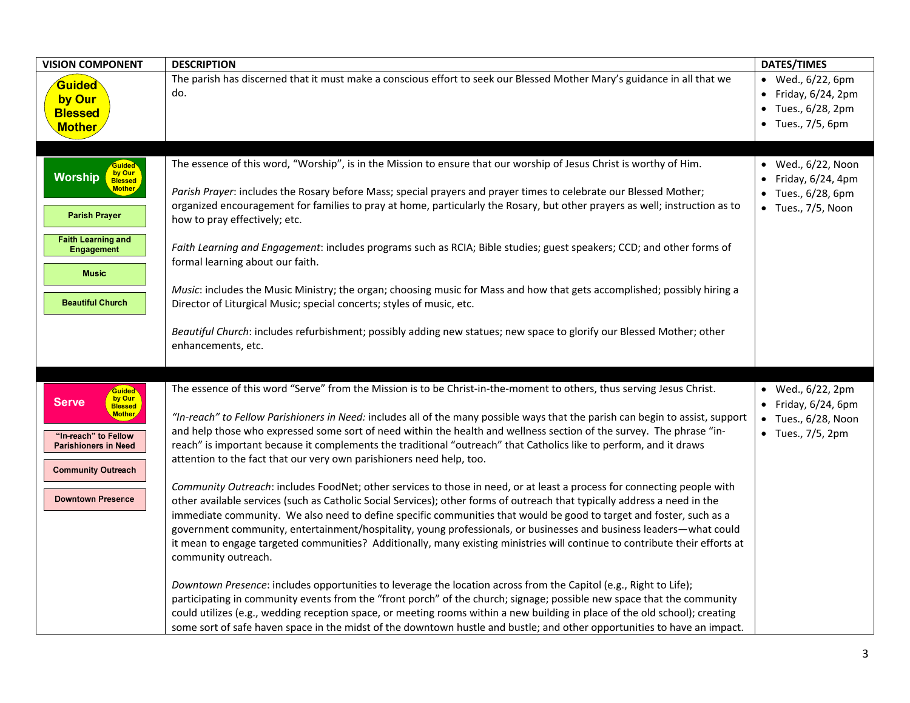| VISION COMPONENT | DESCRIPTION | DATES/TIMES |
|---|---|---|
| Guided by Our Blessed Mother | The parish has discerned that it must make a conscious effort to seek our Blessed Mother Mary's guidance in all that we do. | • Wed., 6/22, 6pm<br>• Friday, 6/24, 2pm<br>• Tues., 6/28, 2pm<br>• Tues., 7/5, 6pm |
| Worship (Guided by Our Blessed Mother)<br><br>Parish Prayer<br><br>Faith Learning and Engagement<br><br>Music<br><br>Beautiful Church | The essence of this word, "Worship", is in the Mission to ensure that our worship of Jesus Christ is worthy of Him.<br><br>*Parish Prayer*: includes the Rosary before Mass; special prayers and prayer times to celebrate our Blessed Mother; organized encouragement for families to pray at home, particularly the Rosary, but other prayers as well; instruction as to how to pray effectively; etc.<br><br>*Faith Learning and Engagement*: includes programs such as RCIA; Bible studies; guest speakers; CCD; and other forms of formal learning about our faith.<br><br>*Music*: includes the Music Ministry; the organ; choosing music for Mass and how that gets accomplished; possibly hiring a Director of Liturgical Music; special concerts; styles of music, etc.<br><br>*Beautiful Church*: includes refurbishment; possibly adding new statues; new space to glorify our Blessed Mother; other enhancements, etc. | • Wed., 6/22, Noon<br>• Friday, 6/24, 4pm<br>• Tues., 6/28, 6pm<br>• Tues., 7/5, Noon |
| Serve (Guided by Our Blessed Mother)<br><br>"In-reach" to Fellow Parishioners in Need<br><br>Community Outreach<br><br>Downtown Presence | The essence of this word "Serve" from the Mission is to be Christ-in-the-moment to others, thus serving Jesus Christ.<br><br>*"In-reach" to Fellow Parishioners in Need:* includes all of the many possible ways that the parish can begin to assist, support and help those who expressed some sort of need within the health and wellness section of the survey. The phrase "in-reach" is important because it complements the traditional "outreach" that Catholics like to perform, and it draws attention to the fact that our very own parishioners need help, too.<br><br>*Community Outreach*: includes FoodNet; other services to those in need, or at least a process for connecting people with other available services (such as Catholic Social Services); other forms of outreach that typically address a need in the immediate community. We also need to define specific communities that would be good to target and foster, such as a government community, entertainment/hospitality, young professionals, or businesses and business leaders—what could it mean to engage targeted communities? Additionally, many existing ministries will continue to contribute their efforts at community outreach.<br><br>*Downtown Presence*: includes opportunities to leverage the location across from the Capitol (e.g., Right to Life); participating in community events from the "front porch" of the church; signage; possible new space that the community could utilizes (e.g., wedding reception space, or meeting rooms within a new building in place of the old school); creating some sort of safe haven space in the midst of the downtown hustle and bustle; and other opportunities to have an impact. | • Wed., 6/22, 2pm<br>• Friday, 6/24, 6pm<br>• Tues., 6/28, Noon<br>• Tues., 7/5, 2pm |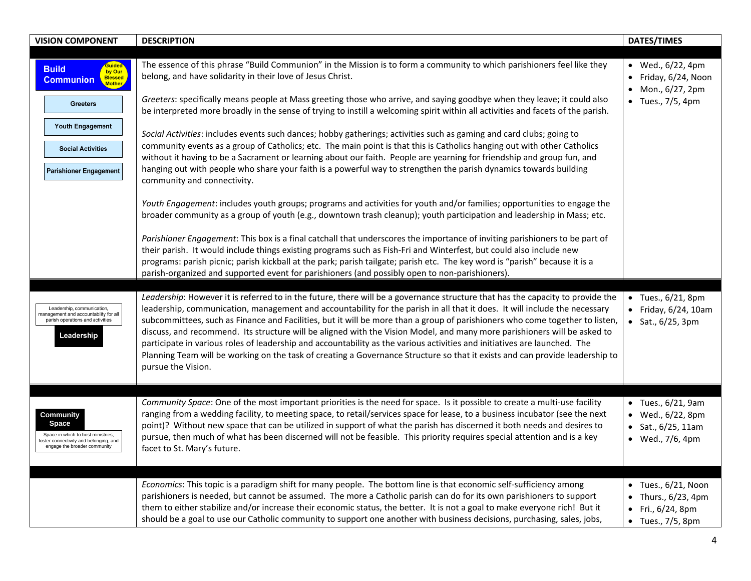| VISION COMPONENT | DESCRIPTION | DATES/TIMES |
|---|---|---|
| **Build Communion** (Guided by Our Blessed Mother)<br>Greeters<br>Youth Engagement<br>Social Activities<br>Parishioner Engagement | The essence of this phrase "Build Communion" in the Mission is to form a community to which parishioners feel like they belong, and have solidarity in their love of Jesus Christ.<br><br>*Greeters*: specifically means people at Mass greeting those who arrive, and saying goodbye when they leave; it could also be interpreted more broadly in the sense of trying to instill a welcoming spirit within all activities and facets of the parish.<br><br>*Social Activities*: includes events such dances; hobby gatherings; activities such as gaming and card clubs; going to community events as a group of Catholics; etc. The main point is that this is Catholics hanging out with other Catholics without it having to be a Sacrament or learning about our faith. People are yearning for friendship and group fun, and hanging out with people who share your faith is a powerful way to strengthen the parish dynamics towards building community and connectivity.<br><br>*Youth Engagement*: includes youth groups; programs and activities for youth and/or families; opportunities to engage the broader community as a group of youth (e.g., downtown trash cleanup); youth participation and leadership in Mass; etc.<br><br>*Parishioner Engagement*: This box is a final catchall that underscores the importance of inviting parishioners to be part of their parish. It would include things existing programs such as Fish-Fri and Winterfest, but could also include new programs: parish picnic; parish kickball at the park; parish tailgate; parish etc. The key word is "parish" because it is a parish-organized and supported event for parishioners (and possibly open to non-parishioners). | • Wed., 6/22, 4pm<br>• Friday, 6/24, Noon<br>• Mon., 6/27, 2pm<br>• Tues., 7/5, 4pm |
| Leadership, communication, management and accountability for all parish operations and activities<br>**Leadership** | *Leadership*: However it is referred to in the future, there will be a governance structure that has the capacity to provide the leadership, communication, management and accountability for the parish in all that it does. It will include the necessary subcommittees, such as Finance and Facilities, but it will be more than a group of parishioners who come together to listen, discuss, and recommend. Its structure will be aligned with the Vision Model, and many more parishioners will be asked to participate in various roles of leadership and accountability as the various activities and initiatives are launched. The Planning Team will be working on the task of creating a Governance Structure so that it exists and can provide leadership to pursue the Vision. | • Tues., 6/21, 8pm<br>• Friday, 6/24, 10am<br>• Sat., 6/25, 3pm |
| **Community Space**<br>Space in which to host ministries, foster connectivity and belonging, and engage the broader community | *Community Space*: One of the most important priorities is the need for space. Is it possible to create a multi-use facility ranging from a wedding facility, to meeting space, to retail/services space for lease, to a business incubator (see the next point)? Without new space that can be utilized in support of what the parish has discerned it both needs and desires to pursue, then much of what has been discerned will not be feasible. This priority requires special attention and is a key facet to St. Mary's future. | • Tues., 6/21, 9am<br>• Wed., 6/22, 8pm<br>• Sat., 6/25, 11am<br>• Wed., 7/6, 4pm |
| | *Economics*: This topic is a paradigm shift for many people. The bottom line is that economic self-sufficiency among parishioners is needed, but cannot be assumed. The more a Catholic parish can do for its own parishioners to support them to either stabilize and/or increase their economic status, the better. It is not a goal to make everyone rich! But it should be a goal to use our Catholic community to support one another with business decisions, purchasing, sales, jobs, | • Tues., 6/21, Noon<br>• Thurs., 6/23, 4pm<br>• Fri., 6/24, 8pm<br>• Tues., 7/5, 8pm |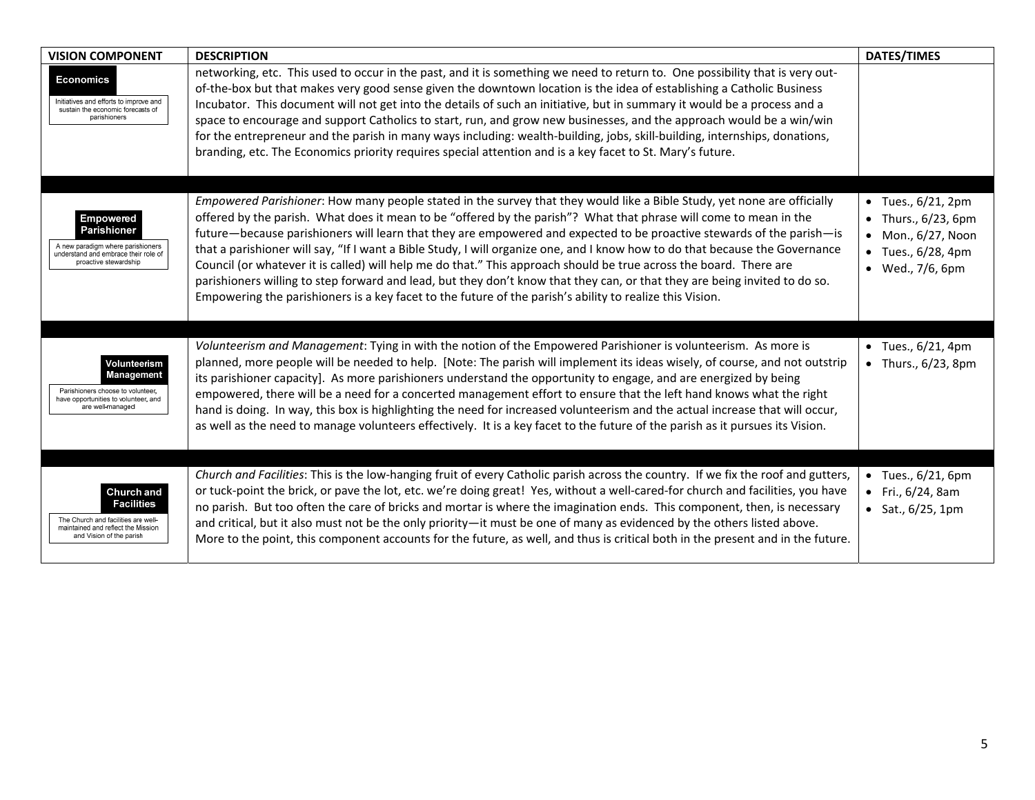| VISION COMPONENT | DESCRIPTION | DATES/TIMES |
|---|---|---|
| **Economics**<br>Initiatives and efforts to improve and sustain the economic forecasts of parishioners | networking, etc. This used to occur in the past, and it is something we need to return to. One possibility that is very out-of-the-box but that makes very good sense given the downtown location is the idea of establishing a Catholic Business Incubator. This document will not get into the details of such an initiative, but in summary it would be a process and a space to encourage and support Catholics to start, run, and grow new businesses, and the approach would be a win/win for the entrepreneur and the parish in many ways including: wealth-building, jobs, skill-building, internships, donations, branding, etc. The Economics priority requires special attention and is a key facet to St. Mary's future. | |
| | | |
| **Empowered Parishioner**<br>A new paradigm where parishioners understand and embrace their role of proactive stewardship | *Empowered Parishioner*: How many people stated in the survey that they would like a Bible Study, yet none are officially offered by the parish. What does it mean to be "offered by the parish"? What that phrase will come to mean in the future—because parishioners will learn that they are empowered and expected to be proactive stewards of the parish—is that a parishioner will say, "If I want a Bible Study, I will organize one, and I know how to do that because the Governance Council (or whatever it is called) will help me do that." This approach should be true across the board. There are parishioners willing to step forward and lead, but they don't know that they can, or that they are being invited to do so. Empowering the parishioners is a key facet to the future of the parish's ability to realize this Vision. | • Tues., 6/21, 2pm<br>• Thurs., 6/23, 6pm<br>• Mon., 6/27, Noon<br>• Tues., 6/28, 4pm<br>• Wed., 7/6, 6pm |
| | | |
| **Volunteerism Management**<br>Parishioners choose to volunteer, have opportunities to volunteer, and are well-managed | *Volunteerism and Management*: Tying in with the notion of the Empowered Parishioner is volunteerism. As more is planned, more people will be needed to help. [Note: The parish will implement its ideas wisely, of course, and not outstrip its parishioner capacity]. As more parishioners understand the opportunity to engage, and are energized by being empowered, there will be a need for a concerted management effort to ensure that the left hand knows what the right hand is doing. In way, this box is highlighting the need for increased volunteerism and the actual increase that will occur, as well as the need to manage volunteers effectively. It is a key facet to the future of the parish as it pursues its Vision. | • Tues., 6/21, 4pm<br>• Thurs., 6/23, 8pm |
| | | |
| **Church and Facilities**<br>The Church and facilities are well-maintained and reflect the Mission and Vision of the parish | *Church and Facilities*: This is the low-hanging fruit of every Catholic parish across the country. If we fix the roof and gutters, or tuck-point the brick, or pave the lot, etc. we're doing great! Yes, without a well-cared-for church and facilities, you have no parish. But too often the care of bricks and mortar is where the imagination ends. This component, then, is necessary and critical, but it also must not be the only priority—it must be one of many as evidenced by the others listed above. More to the point, this component accounts for the future, as well, and thus is critical both in the present and in the future. | • Tues., 6/21, 6pm<br>• Fri., 6/24, 8am<br>• Sat., 6/25, 1pm |